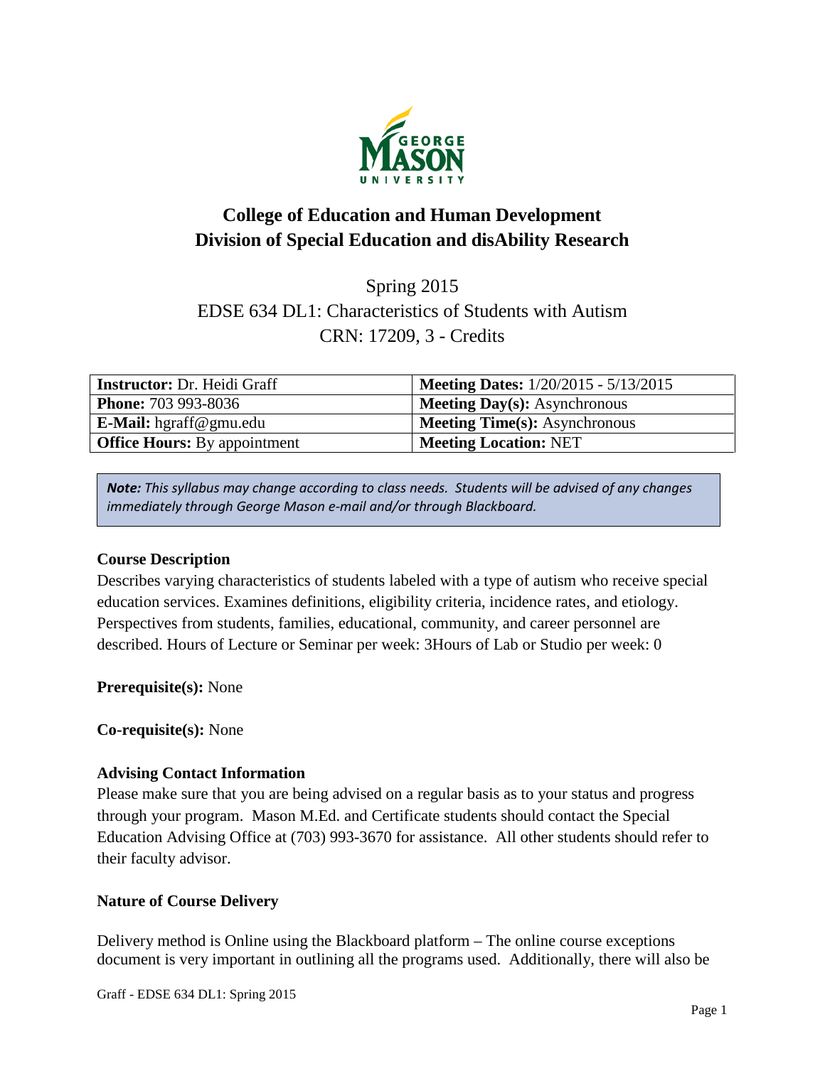# College of Education and Human Development
# Division of Special Education and disAbility Research

Spring 2015
EDSE 634 DL1: Characteristics of Students with Autism
CRN: 17209, 3 - Credits

| **Instructor:** Dr. Heidi Graff | **Meeting Dates:** 1/20/2015 - 5/13/2015 |
|---|---|
| **Phone:** 703 993-8036 | **Meeting Day(s):** Asynchronous |
| **E-Mail:** hgraff@gmu.edu | **Meeting Time(s):** Asynchronous |
| **Office Hours:** By appointment | **Meeting Location:** NET |

> ***Note:*** *This syllabus may change according to class needs. Students will be advised of any changes immediately through George Mason e-mail and/or through Blackboard.*

### Course Description

Describes varying characteristics of students labeled with a type of autism who receive special education services. Examines definitions, eligibility criteria, incidence rates, and etiology. Perspectives from students, families, educational, community, and career personnel are described. Hours of Lecture or Seminar per week: 3Hours of Lab or Studio per week: 0

**Prerequisite(s):** None

**Co-requisite(s):** None

### Advising Contact Information

Please make sure that you are being advised on a regular basis as to your status and progress through your program. Mason M.Ed. and Certificate students should contact the Special Education Advising Office at (703) 993-3670 for assistance. All other students should refer to their faculty advisor.

### Nature of Course Delivery

Delivery method is Online using the Blackboard platform – The online course exceptions document is very important in outlining all the programs used. Additionally, there will also be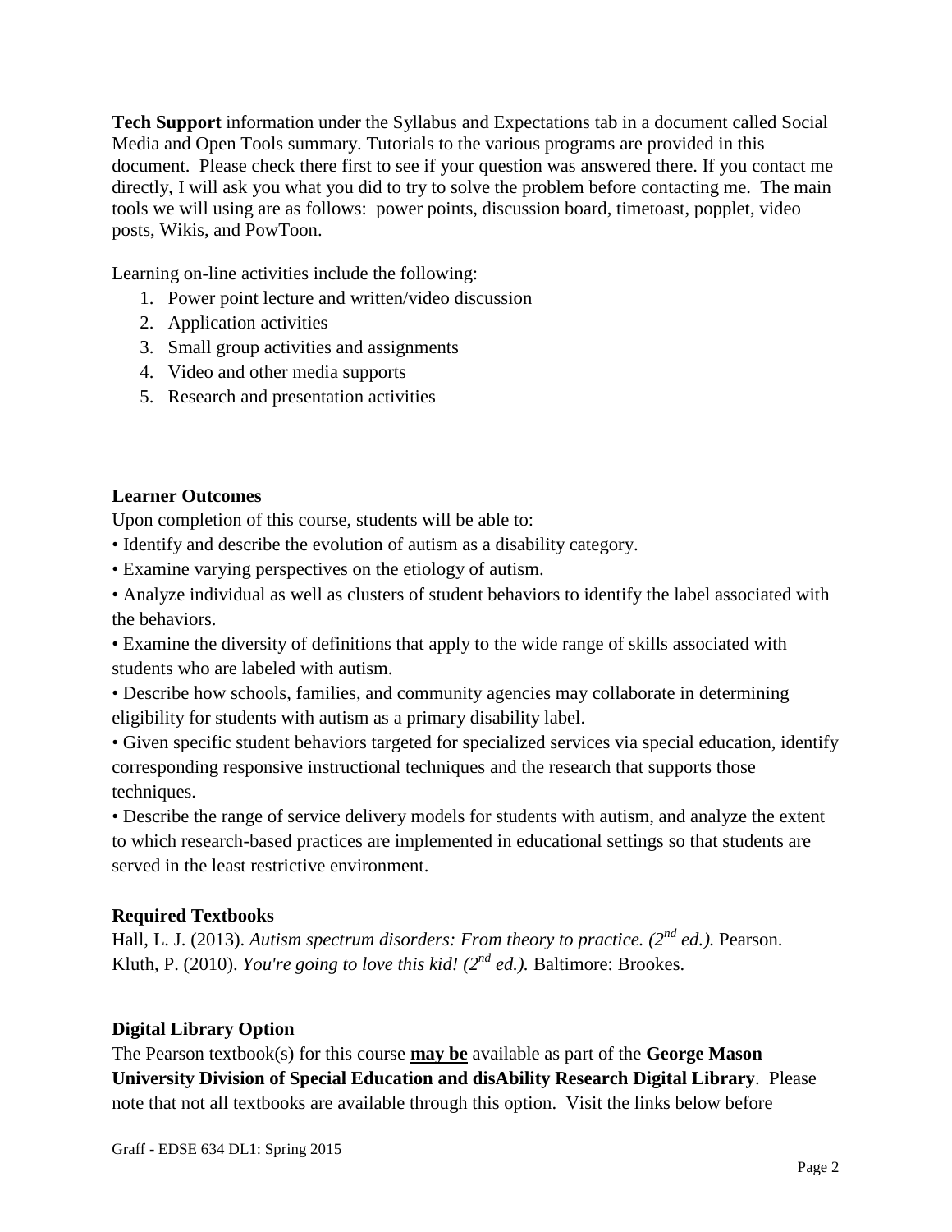**Tech Support** information under the Syllabus and Expectations tab in a document called Social Media and Open Tools summary. Tutorials to the various programs are provided in this document. Please check there first to see if your question was answered there. If you contact me directly, I will ask you what you did to try to solve the problem before contacting me. The main tools we will using are as follows: power points, discussion board, timetoast, popplet, video posts, Wikis, and PowToon.

Learning on-line activities include the following:

1. Power point lecture and written/video discussion
2. Application activities
3. Small group activities and assignments
4. Video and other media supports
5. Research and presentation activities

**Learner Outcomes**

Upon completion of this course, students will be able to:

• Identify and describe the evolution of autism as a disability category.

• Examine varying perspectives on the etiology of autism.

• Analyze individual as well as clusters of student behaviors to identify the label associated with the behaviors.

• Examine the diversity of definitions that apply to the wide range of skills associated with students who are labeled with autism.

• Describe how schools, families, and community agencies may collaborate in determining eligibility for students with autism as a primary disability label.

• Given specific student behaviors targeted for specialized services via special education, identify corresponding responsive instructional techniques and the research that supports those techniques.

• Describe the range of service delivery models for students with autism, and analyze the extent to which research-based practices are implemented in educational settings so that students are served in the least restrictive environment.

**Required Textbooks**

Hall, L. J. (2013). *Autism spectrum disorders: From theory to practice. (2nd ed.).* Pearson.
Kluth, P. (2010). *You're going to love this kid! (2nd ed.).* Baltimore: Brookes.

**Digital Library Option**

The Pearson textbook(s) for this course **may be** available as part of the **George Mason University Division of Special Education and disAbility Research Digital Library**. Please note that not all textbooks are available through this option. Visit the links below before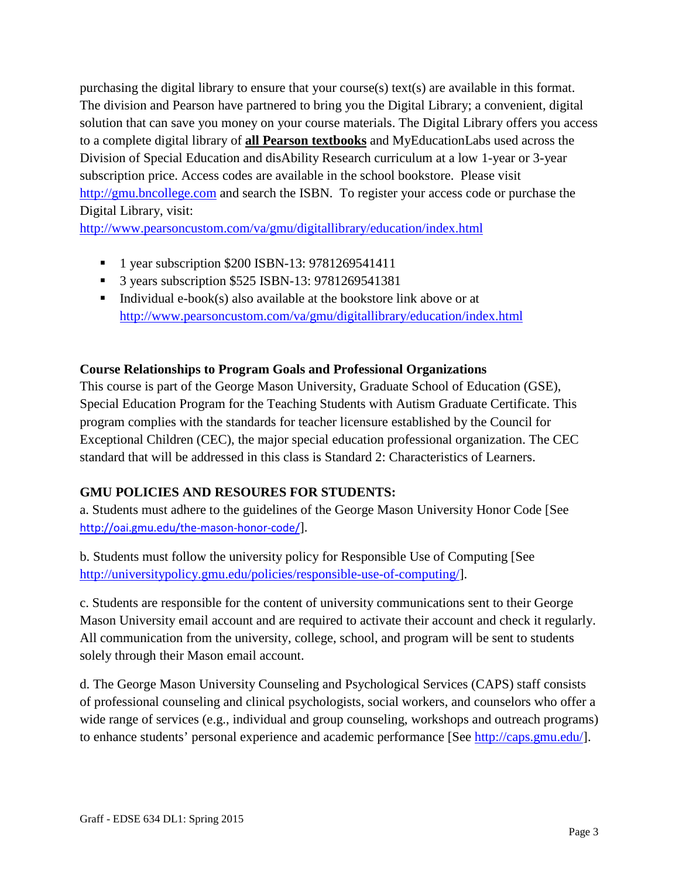purchasing the digital library to ensure that your course(s) text(s) are available in this format. The division and Pearson have partnered to bring you the Digital Library; a convenient, digital solution that can save you money on your course materials. The Digital Library offers you access to a complete digital library of **all Pearson textbooks** and MyEducationLabs used across the Division of Special Education and disAbility Research curriculum at a low 1-year or 3-year subscription price. Access codes are available in the school bookstore. Please visit http://gmu.bncollege.com and search the ISBN. To register your access code or purchase the Digital Library, visit:
http://www.pearsoncustom.com/va/gmu/digitallibrary/education/index.html

- 1 year subscription $200 ISBN-13: 9781269541411
- 3 years subscription $525 ISBN-13: 9781269541381
- Individual e-book(s) also available at the bookstore link above or at http://www.pearsoncustom.com/va/gmu/digitallibrary/education/index.html

**Course Relationships to Program Goals and Professional Organizations**

This course is part of the George Mason University, Graduate School of Education (GSE), Special Education Program for the Teaching Students with Autism Graduate Certificate. This program complies with the standards for teacher licensure established by the Council for Exceptional Children (CEC), the major special education professional organization. The CEC standard that will be addressed in this class is Standard 2: Characteristics of Learners.

## GMU POLICIES AND RESOURES FOR STUDENTS:

a. Students must adhere to the guidelines of the George Mason University Honor Code [See http://oai.gmu.edu/the-mason-honor-code/].

b. Students must follow the university policy for Responsible Use of Computing [See http://universitypolicy.gmu.edu/policies/responsible-use-of-computing/].

c. Students are responsible for the content of university communications sent to their George Mason University email account and are required to activate their account and check it regularly. All communication from the university, college, school, and program will be sent to students solely through their Mason email account.

d. The George Mason University Counseling and Psychological Services (CAPS) staff consists of professional counseling and clinical psychologists, social workers, and counselors who offer a wide range of services (e.g., individual and group counseling, workshops and outreach programs) to enhance students' personal experience and academic performance [See http://caps.gmu.edu/].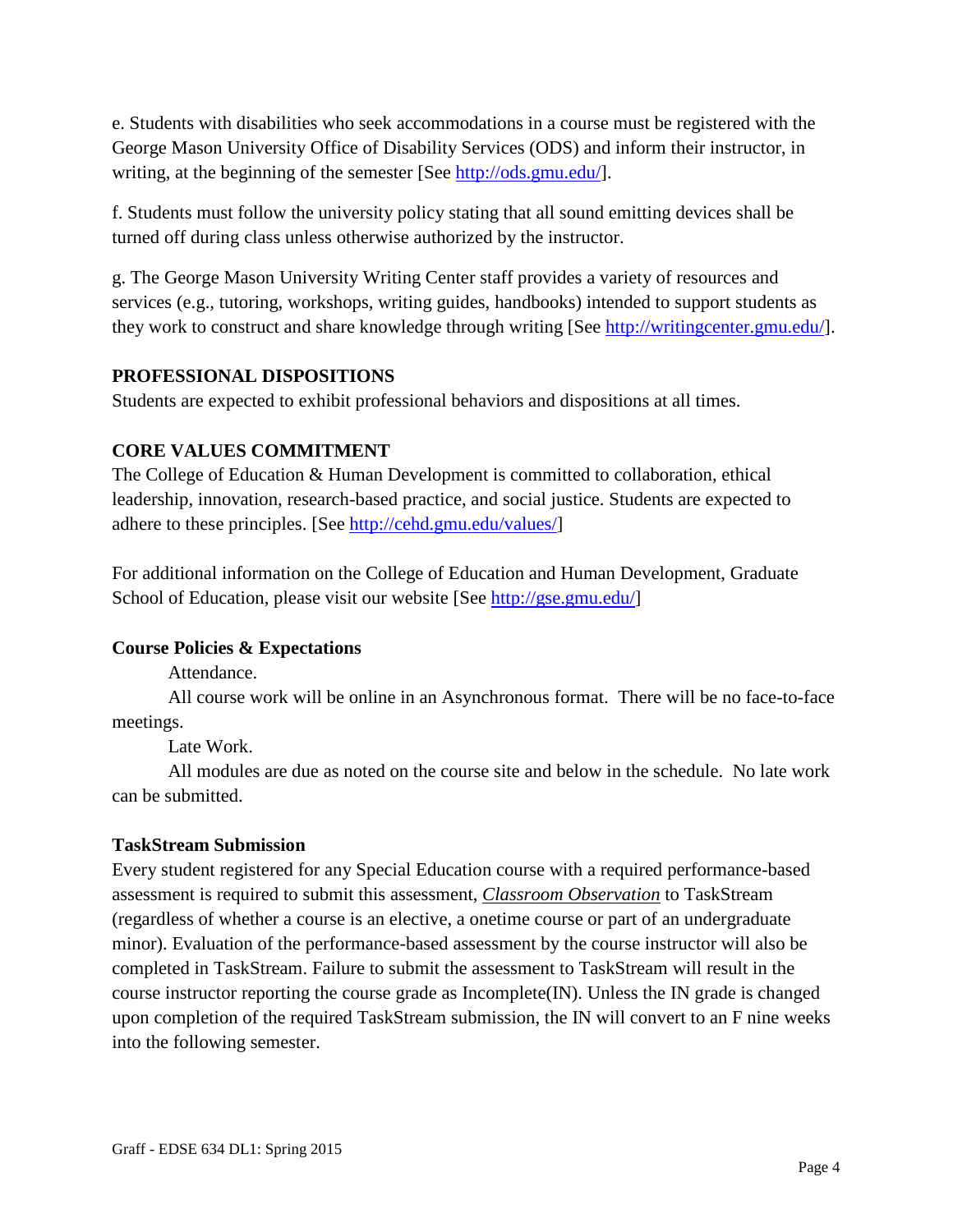e. Students with disabilities who seek accommodations in a course must be registered with the George Mason University Office of Disability Services (ODS) and inform their instructor, in writing, at the beginning of the semester [See http://ods.gmu.edu/].

f. Students must follow the university policy stating that all sound emitting devices shall be turned off during class unless otherwise authorized by the instructor.

g. The George Mason University Writing Center staff provides a variety of resources and services (e.g., tutoring, workshops, writing guides, handbooks) intended to support students as they work to construct and share knowledge through writing [See http://writingcenter.gmu.edu/].

**PROFESSIONAL DISPOSITIONS**

Students are expected to exhibit professional behaviors and dispositions at all times.

**CORE VALUES COMMITMENT**

The College of Education & Human Development is committed to collaboration, ethical leadership, innovation, research-based practice, and social justice. Students are expected to adhere to these principles. [See http://cehd.gmu.edu/values/]

For additional information on the College of Education and Human Development, Graduate School of Education, please visit our website [See http://gse.gmu.edu/]

**Course Policies & Expectations**

Attendance.

All course work will be online in an Asynchronous format. There will be no face-to-face meetings.

Late Work.

All modules are due as noted on the course site and below in the schedule. No late work can be submitted.

**TaskStream Submission**

Every student registered for any Special Education course with a required performance-based assessment is required to submit this assessment, ***Classroom Observation*** to TaskStream (regardless of whether a course is an elective, a onetime course or part of an undergraduate minor). Evaluation of the performance-based assessment by the course instructor will also be completed in TaskStream. Failure to submit the assessment to TaskStream will result in the course instructor reporting the course grade as Incomplete(IN). Unless the IN grade is changed upon completion of the required TaskStream submission, the IN will convert to an F nine weeks into the following semester.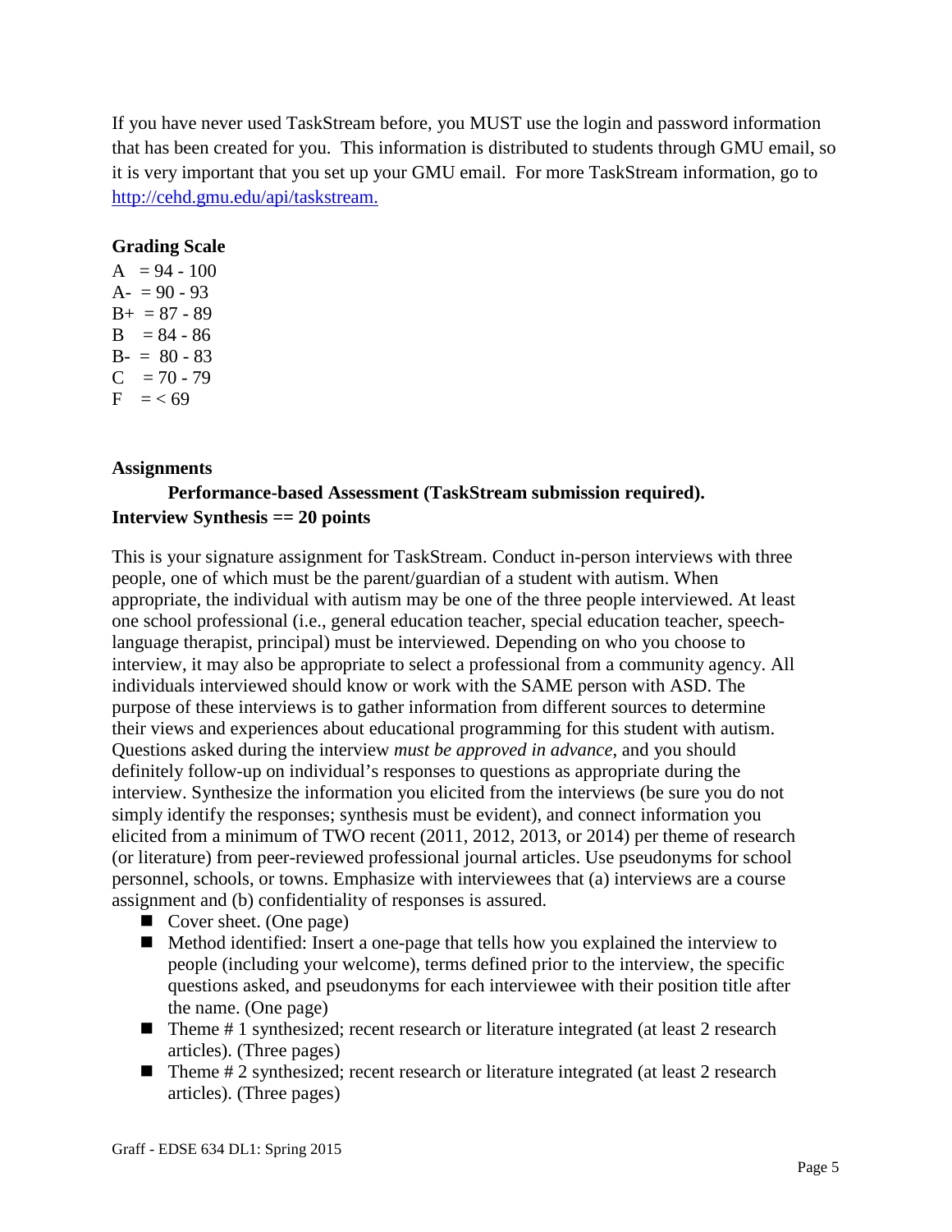If you have never used TaskStream before, you MUST use the login and password information that has been created for you. This information is distributed to students through GMU email, so it is very important that you set up your GMU email. For more TaskStream information, go to [http://cehd.gmu.edu/api/taskstream.](http://cehd.gmu.edu/api/taskstream.)

**Grading Scale**

A = 94 - 100
A- = 90 - 93
B+ = 87 - 89
B = 84 - 86
B- = 80 - 83
C = 70 - 79
F = < 69

**Assignments**

**Performance-based Assessment (TaskStream submission required).**
**Interview Synthesis == 20 points**

This is your signature assignment for TaskStream. Conduct in-person interviews with three people, one of which must be the parent/guardian of a student with autism. When appropriate, the individual with autism may be one of the three people interviewed. At least one school professional (i.e., general education teacher, special education teacher, speech-language therapist, principal) must be interviewed. Depending on who you choose to interview, it may also be appropriate to select a professional from a community agency. All individuals interviewed should know or work with the SAME person with ASD. The purpose of these interviews is to gather information from different sources to determine their views and experiences about educational programming for this student with autism. Questions asked during the interview *must be approved in advance*, and you should definitely follow-up on individual's responses to questions as appropriate during the interview. Synthesize the information you elicited from the interviews (be sure you do not simply identify the responses; synthesis must be evident), and connect information you elicited from a minimum of TWO recent (2011, 2012, 2013, or 2014) per theme of research (or literature) from peer-reviewed professional journal articles. Use pseudonyms for school personnel, schools, or towns. Emphasize with interviewees that (a) interviews are a course assignment and (b) confidentiality of responses is assured.

- Cover sheet. (One page)
- Method identified: Insert a one-page that tells how you explained the interview to people (including your welcome), terms defined prior to the interview, the specific questions asked, and pseudonyms for each interviewee with their position title after the name. (One page)
- Theme # 1 synthesized; recent research or literature integrated (at least 2 research articles). (Three pages)
- Theme # 2 synthesized; recent research or literature integrated (at least 2 research articles). (Three pages)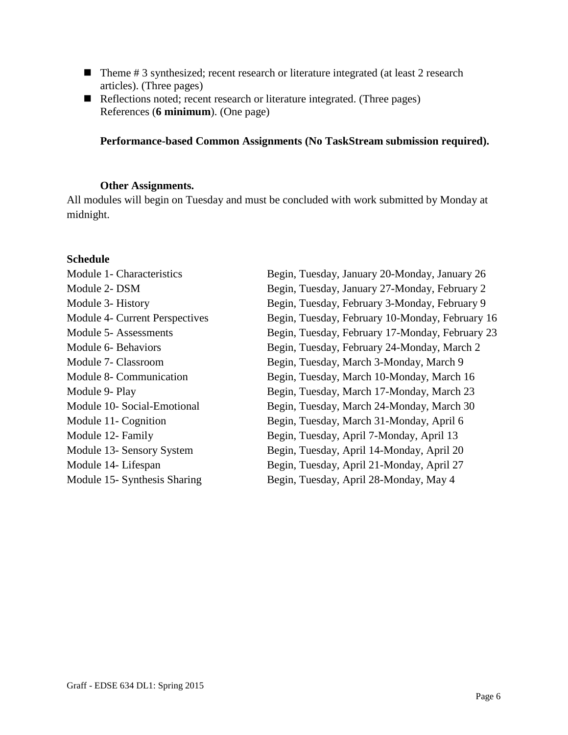- Theme # 3 synthesized; recent research or literature integrated (at least 2 research articles). (Three pages)
- Reflections noted; recent research or literature integrated. (Three pages)
  References (**6 minimum**). (One page)

**Performance-based Common Assignments (No TaskStream submission required).**

**Other Assignments.**

All modules will begin on Tuesday and must be concluded with work submitted by Monday at midnight.

**Schedule**

| | |
|---|---|
| Module 1- Characteristics | Begin, Tuesday, January 20-Monday, January 26 |
| Module 2- DSM | Begin, Tuesday, January 27-Monday, February 2 |
| Module 3- History | Begin, Tuesday, February 3-Monday, February 9 |
| Module 4- Current Perspectives | Begin, Tuesday, February 10-Monday, February 16 |
| Module 5- Assessments | Begin, Tuesday, February 17-Monday, February 23 |
| Module 6- Behaviors | Begin, Tuesday, February 24-Monday, March 2 |
| Module 7- Classroom | Begin, Tuesday, March 3-Monday, March 9 |
| Module 8- Communication | Begin, Tuesday, March 10-Monday, March 16 |
| Module 9- Play | Begin, Tuesday, March 17-Monday, March 23 |
| Module 10- Social-Emotional | Begin, Tuesday, March 24-Monday, March 30 |
| Module 11- Cognition | Begin, Tuesday, March 31-Monday, April 6 |
| Module 12- Family | Begin, Tuesday, April 7-Monday, April 13 |
| Module 13- Sensory System | Begin, Tuesday, April 14-Monday, April 20 |
| Module 14- Lifespan | Begin, Tuesday, April 21-Monday, April 27 |
| Module 15- Synthesis Sharing | Begin, Tuesday, April 28-Monday, May 4 |